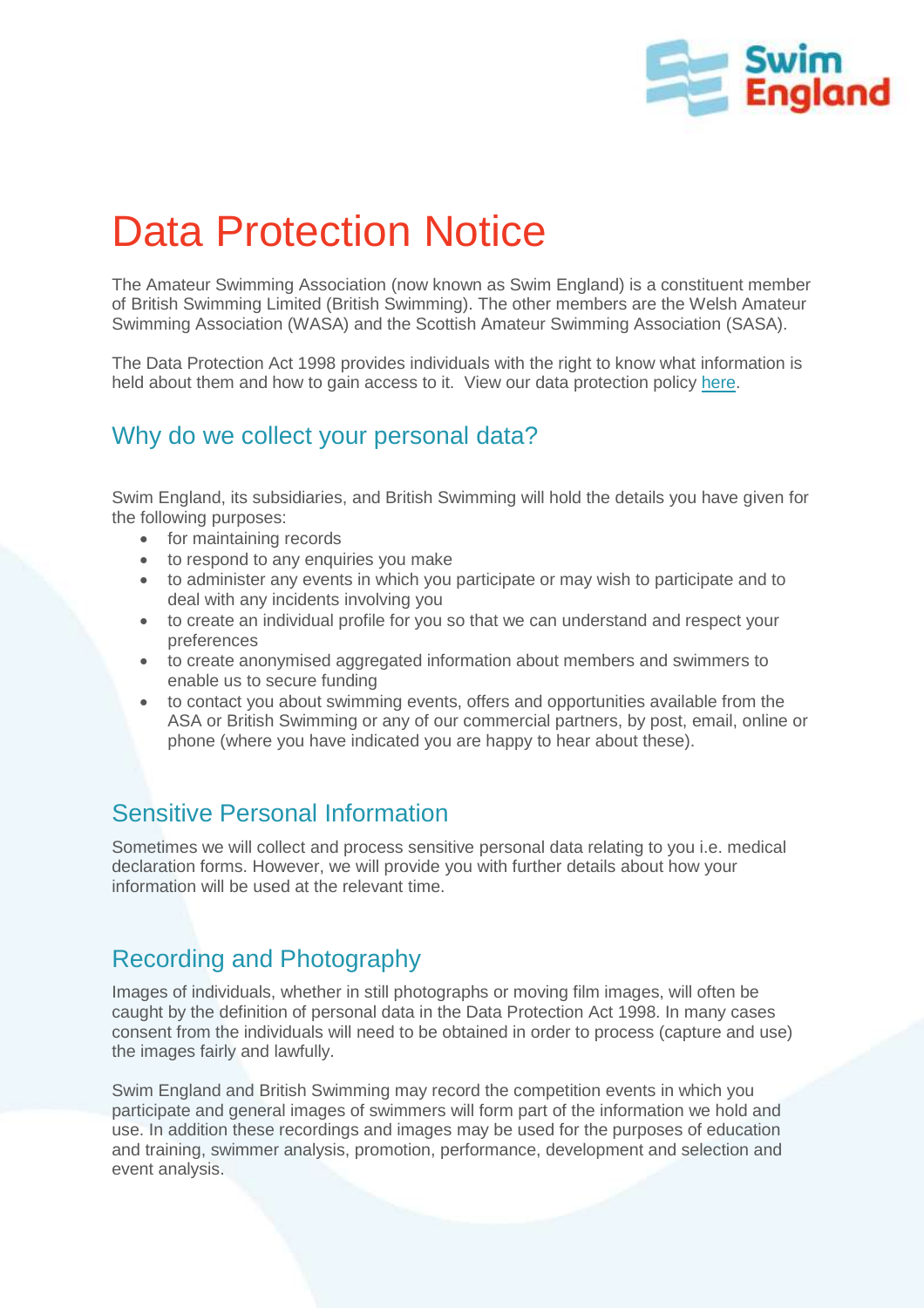# Data Protection Notice

The Amateur Swimming Association (now known as Swim England) is a constituent member of British Swimming Limited (British Swimming). The other members are the Welsh Amateur Swimming Association (WASA) and the Scottish Amateur Swimming Association (SASA).

The Data Protection Act 1998 provides individuals with the right to know what information is held about them and how to gain access to it. View our data protection policy here.

## Why do we collect your personal data?

Swim England, its subsidiaries, and British Swimming will hold the details you have given for the following purposes:

- for maintaining records
- to respond to any enquiries you make
- to administer any events in which you participate or may wish to participate and to deal with any incidents involving you
- to create an individual profile for you so that we can understand and respect your preferences
- to create anonymised aggregated information about members and swimmers to enable us to secure funding
- to contact you about swimming events, offers and opportunities available from the ASA or British Swimming or any of our commercial partners, by post, email, online or phone (where you have indicated you are happy to hear about these).

## Sensitive Personal Information

Sometimes we will collect and process sensitive personal data relating to you i.e. medical declaration forms. However, we will provide you with further details about how your information will be used at the relevant time.

## Recording and Photography

Images of individuals, whether in still photographs or moving film images, will often be caught by the definition of personal data in the Data Protection Act 1998. In many cases consent from the individuals will need to be obtained in order to process (capture and use) the images fairly and lawfully.

Swim England and British Swimming may record the competition events in which you participate and general images of swimmers will form part of the information we hold and use. In addition these recordings and images may be used for the purposes of education and training, swimmer analysis, promotion, performance, development and selection and event analysis.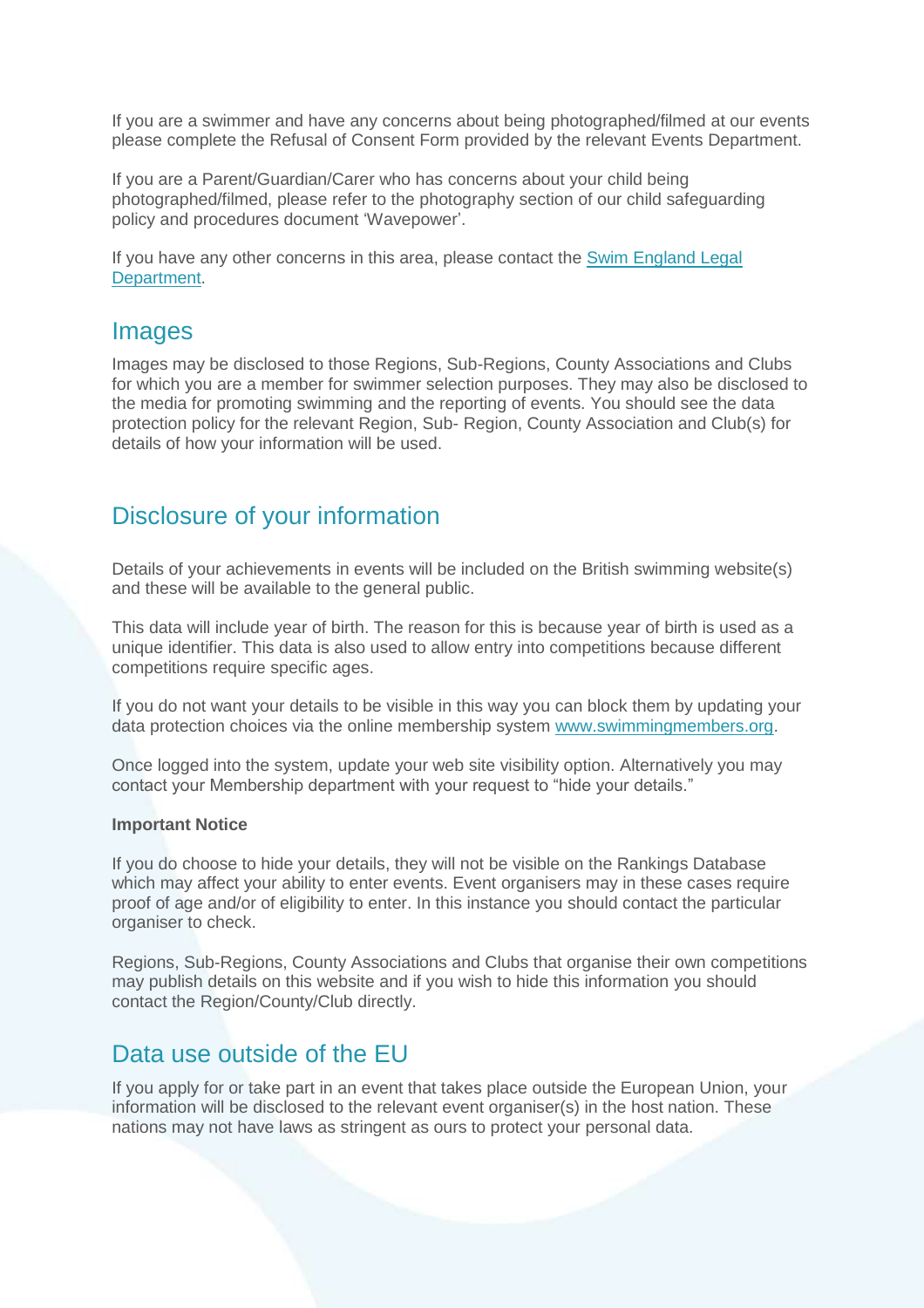If you are a swimmer and have any concerns about being photographed/filmed at our events please complete the Refusal of Consent Form provided by the relevant Events Department.

If you are a Parent/Guardian/Carer who has concerns about your child being photographed/filmed, please refer to the photography section of our child safeguarding policy and procedures document 'Wavepower'.

If you have any other concerns in this area, please contact the Swim England Legal Department.

## Images

Images may be disclosed to those Regions, Sub-Regions, County Associations and Clubs for which you are a member for swimmer selection purposes. They may also be disclosed to the media for promoting swimming and the reporting of events. You should see the data protection policy for the relevant Region, Sub- Region, County Association and Club(s) for details of how your information will be used.

## Disclosure of your information

Details of your achievements in events will be included on the British swimming website(s) and these will be available to the general public.

This data will include year of birth. The reason for this is because year of birth is used as a unique identifier. This data is also used to allow entry into competitions because different competitions require specific ages.

If you do not want your details to be visible in this way you can block them by updating your data protection choices via the online membership system www.swimmingmembers.org.

Once logged into the system, update your web site visibility option. Alternatively you may contact your Membership department with your request to "hide your details."

**Important Notice**

If you do choose to hide your details, they will not be visible on the Rankings Database which may affect your ability to enter events. Event organisers may in these cases require proof of age and/or of eligibility to enter. In this instance you should contact the particular organiser to check.

Regions, Sub-Regions, County Associations and Clubs that organise their own competitions may publish details on this website and if you wish to hide this information you should contact the Region/County/Club directly.

## Data use outside of the EU

If you apply for or take part in an event that takes place outside the European Union, your information will be disclosed to the relevant event organiser(s) in the host nation. These nations may not have laws as stringent as ours to protect your personal data.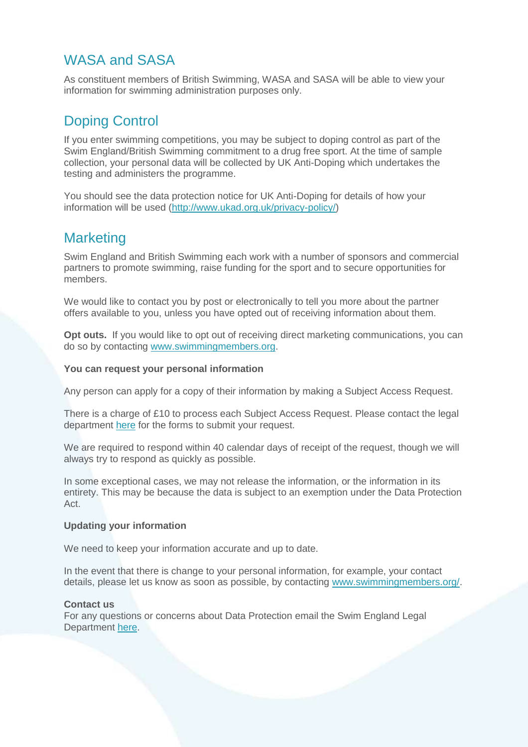## WASA and SASA

As constituent members of British Swimming, WASA and SASA will be able to view your information for swimming administration purposes only.

## Doping Control

If you enter swimming competitions, you may be subject to doping control as part of the Swim England/British Swimming commitment to a drug free sport. At the time of sample collection, your personal data will be collected by UK Anti-Doping which undertakes the testing and administers the programme.

You should see the data protection notice for UK Anti-Doping for details of how your information will be used (http://www.ukad.org.uk/privacy-policy/)

## Marketing

Swim England and British Swimming each work with a number of sponsors and commercial partners to promote swimming, raise funding for the sport and to secure opportunities for members.

We would like to contact you by post or electronically to tell you more about the partner offers available to you, unless you have opted out of receiving information about them.

**Opt outs.** If you would like to opt out of receiving direct marketing communications, you can do so by contacting www.swimmingmembers.org.

**You can request your personal information**

Any person can apply for a copy of their information by making a Subject Access Request.

There is a charge of £10 to process each Subject Access Request. Please contact the legal department here for the forms to submit your request.

We are required to respond within 40 calendar days of receipt of the request, though we will always try to respond as quickly as possible.

In some exceptional cases, we may not release the information, or the information in its entirety. This may be because the data is subject to an exemption under the Data Protection Act.

**Updating your information**

We need to keep your information accurate and up to date.

In the event that there is change to your personal information, for example, your contact details, please let us know as soon as possible, by contacting www.swimmingmembers.org/.

**Contact us**

For any questions or concerns about Data Protection email the Swim England Legal Department here.